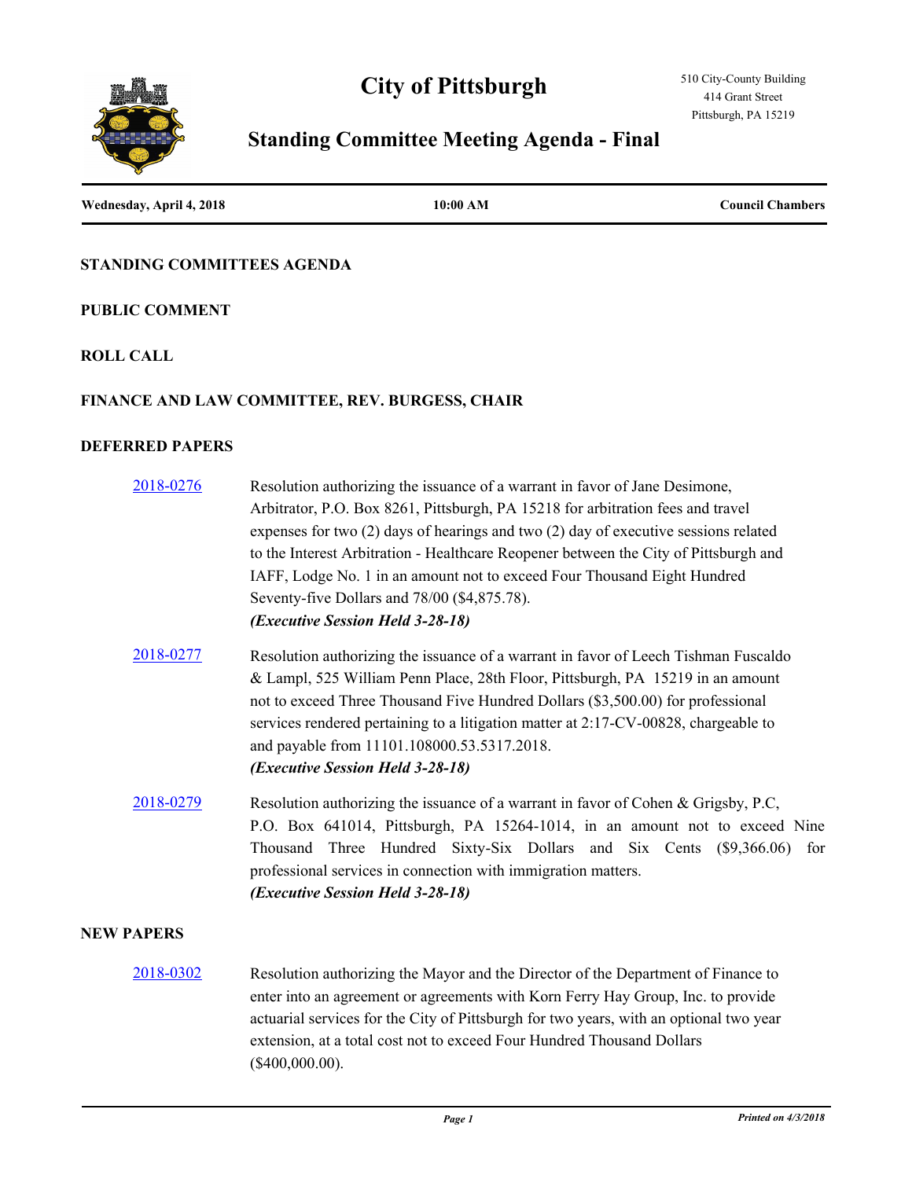# City of Pittsburgh

510 City-County Building
414 Grant Street
Pittsburgh, PA 15219

## Standing Committee Meeting Agenda - Final

**Wednesday, April 4, 2018** | **10:00 AM** | **Council Chambers**

### STANDING COMMITTEES AGENDA

### PUBLIC COMMENT

### ROLL CALL

### FINANCE AND LAW COMMITTEE, REV. BURGESS, CHAIR

### DEFERRED PAPERS

[2018-0276](#) Resolution authorizing the issuance of a warrant in favor of Jane Desimone, Arbitrator, P.O. Box 8261, Pittsburgh, PA 15218 for arbitration fees and travel expenses for two (2) days of hearings and two (2) day of executive sessions related to the Interest Arbitration - Healthcare Reopener between the City of Pittsburgh and IAFF, Lodge No. 1 in an amount not to exceed Four Thousand Eight Hundred Seventy-five Dollars and 78/00 ($4,875.78).
***(Executive Session Held 3-28-18)***

[2018-0277](#) Resolution authorizing the issuance of a warrant in favor of Leech Tishman Fuscaldo & Lampl, 525 William Penn Place, 28th Floor, Pittsburgh, PA 15219 in an amount not to exceed Three Thousand Five Hundred Dollars ($3,500.00) for professional services rendered pertaining to a litigation matter at 2:17-CV-00828, chargeable to and payable from 11101.108000.53.5317.2018.
***(Executive Session Held 3-28-18)***

[2018-0279](#) Resolution authorizing the issuance of a warrant in favor of Cohen & Grigsby, P.C, P.O. Box 641014, Pittsburgh, PA 15264-1014, in an amount not to exceed Nine Thousand Three Hundred Sixty-Six Dollars and Six Cents ($9,366.06) for professional services in connection with immigration matters.
***(Executive Session Held 3-28-18)***

### NEW PAPERS

[2018-0302](#) Resolution authorizing the Mayor and the Director of the Department of Finance to enter into an agreement or agreements with Korn Ferry Hay Group, Inc. to provide actuarial services for the City of Pittsburgh for two years, with an optional two year extension, at a total cost not to exceed Four Hundred Thousand Dollars ($400,000.00).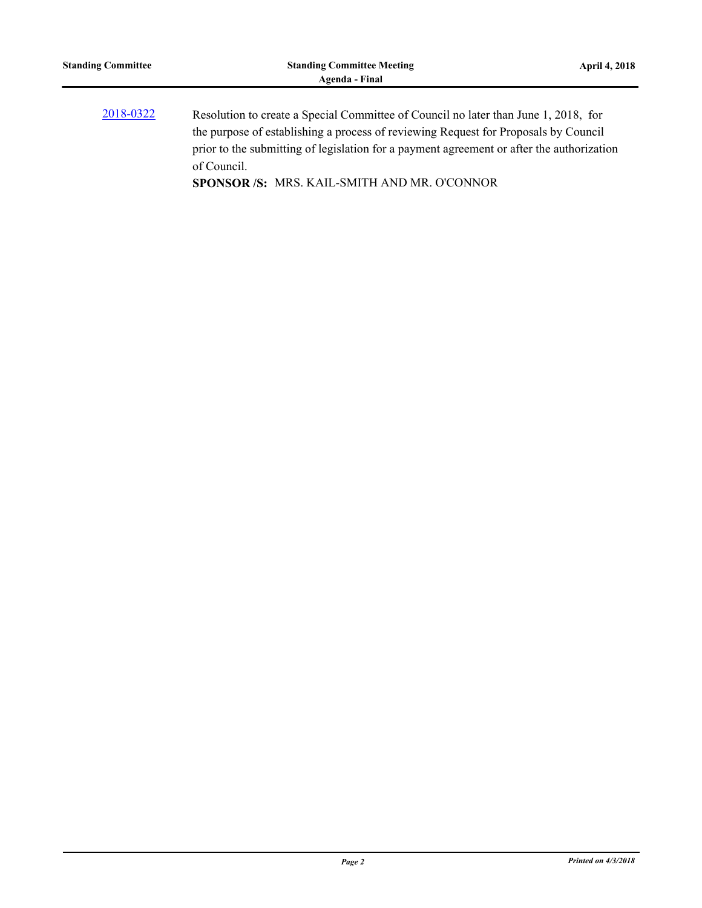[2018-0322]

Resolution to create a Special Committee of Council no later than June 1, 2018, for the purpose of establishing a process of reviewing Request for Proposals by Council prior to the submitting of legislation for a payment agreement or after the authorization of Council.

**SPONSOR /S:** MRS. KAIL-SMITH AND MR. O'CONNOR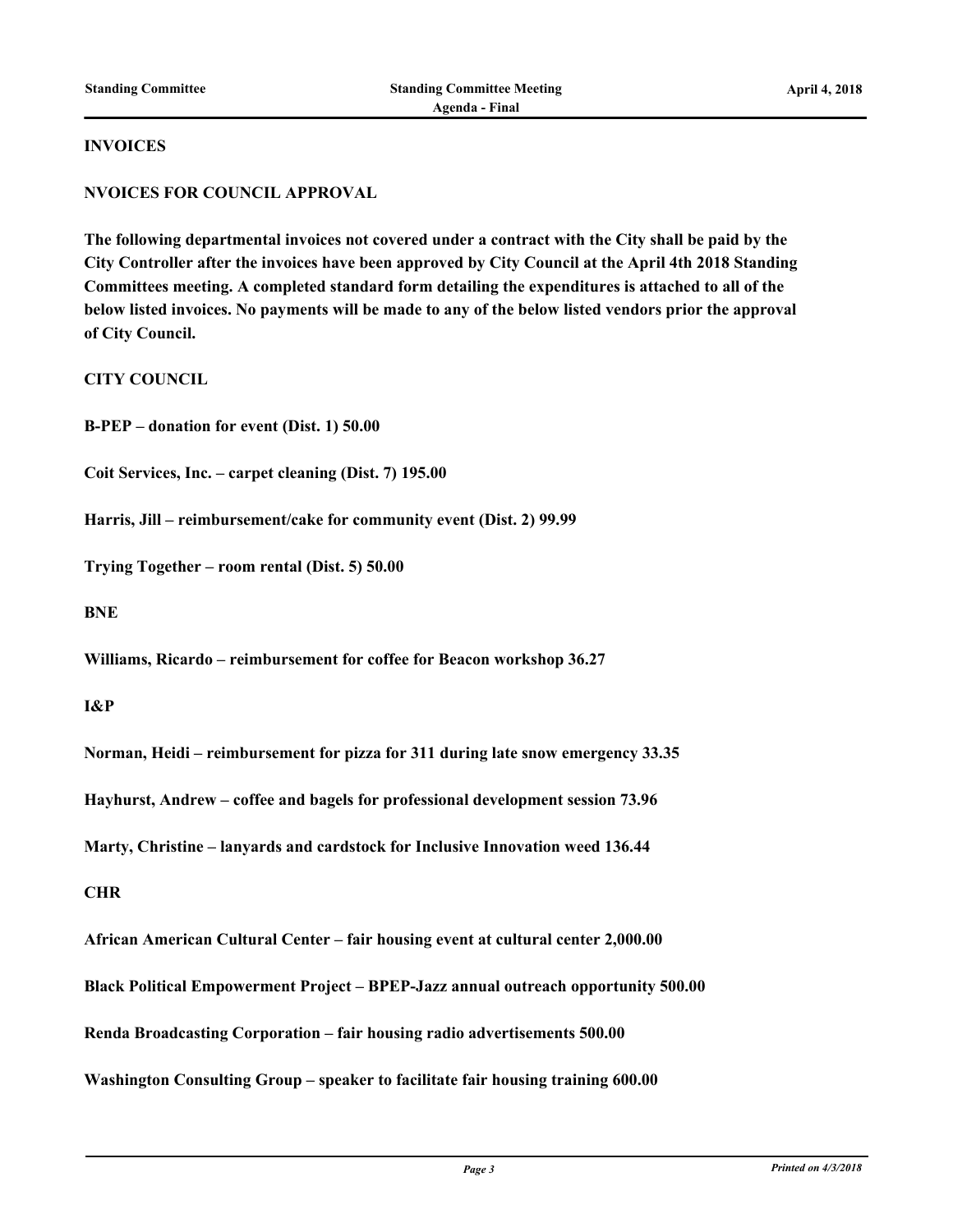**INVOICES**

**NVOICES FOR COUNCIL APPROVAL**

**The following departmental invoices not covered under a contract with the City shall be paid by the City Controller after the invoices have been approved by City Council at the April 4th 2018 Standing Committees meeting. A completed standard form detailing the expenditures is attached to all of the below listed invoices. No payments will be made to any of the below listed vendors prior the approval of City Council.**

**CITY COUNCIL**

**B-PEP – donation for event (Dist. 1) 50.00**

**Coit Services, Inc. – carpet cleaning (Dist. 7) 195.00**

**Harris, Jill – reimbursement/cake for community event (Dist. 2) 99.99**

**Trying Together – room rental (Dist. 5) 50.00**

**BNE**

**Williams, Ricardo – reimbursement for coffee for Beacon workshop 36.27**

**I&P**

**Norman, Heidi – reimbursement for pizza for 311 during late snow emergency 33.35**

**Hayhurst, Andrew – coffee and bagels for professional development session 73.96**

**Marty, Christine – lanyards and cardstock for Inclusive Innovation weed 136.44**

**CHR**

**African American Cultural Center – fair housing event at cultural center 2,000.00**

**Black Political Empowerment Project – BPEP-Jazz annual outreach opportunity 500.00**

**Renda Broadcasting Corporation – fair housing radio advertisements 500.00**

**Washington Consulting Group – speaker to facilitate fair housing training 600.00**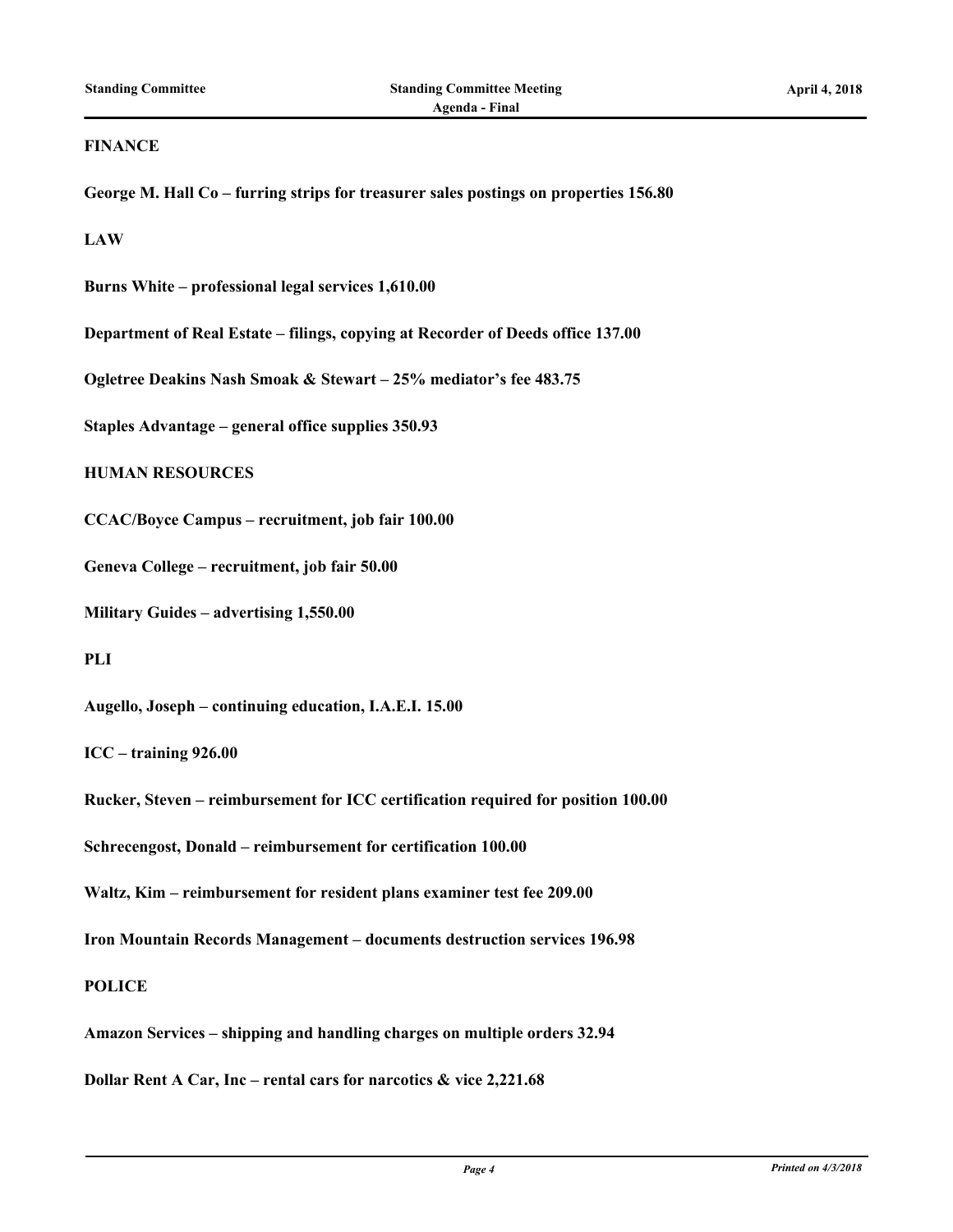**FINANCE**

**George M. Hall Co – furring strips for treasurer sales postings on properties 156.80**

**LAW**

**Burns White – professional legal services 1,610.00**

**Department of Real Estate – filings, copying at Recorder of Deeds office 137.00**

**Ogletree Deakins Nash Smoak & Stewart – 25% mediator's fee 483.75**

**Staples Advantage – general office supplies 350.93**

**HUMAN RESOURCES**

**CCAC/Boyce Campus – recruitment, job fair 100.00**

**Geneva College – recruitment, job fair 50.00**

**Military Guides – advertising 1,550.00**

**PLI**

**Augello, Joseph – continuing education, I.A.E.I. 15.00**

**ICC – training 926.00**

**Rucker, Steven – reimbursement for ICC certification required for position 100.00**

**Schrecengost, Donald – reimbursement for certification 100.00**

**Waltz, Kim – reimbursement for resident plans examiner test fee 209.00**

**Iron Mountain Records Management – documents destruction services 196.98**

**POLICE**

**Amazon Services – shipping and handling charges on multiple orders 32.94**

**Dollar Rent A Car, Inc – rental cars for narcotics & vice 2,221.68**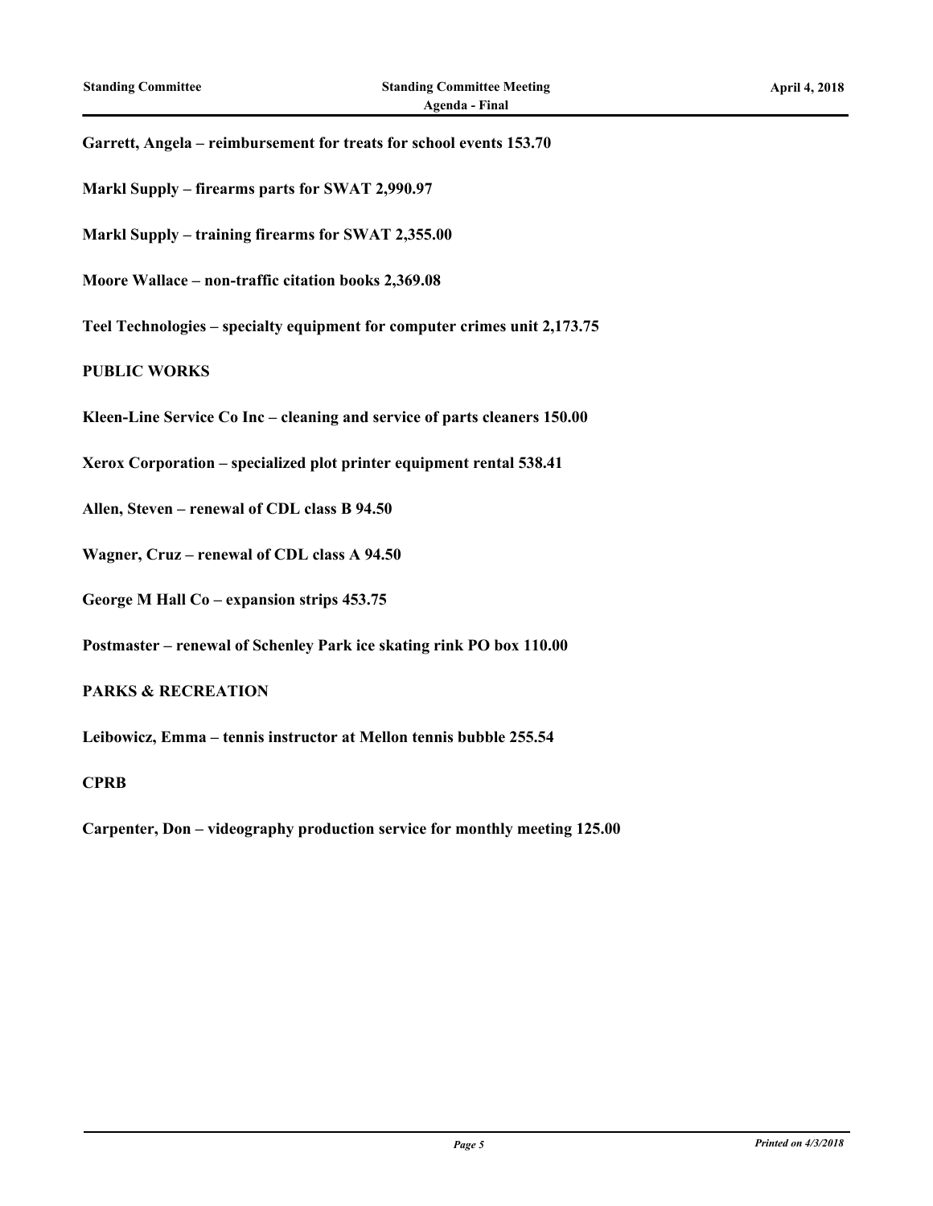**Garrett, Angela – reimbursement for treats for school events 153.70**

**Markl Supply – firearms parts for SWAT 2,990.97**

**Markl Supply – training firearms for SWAT 2,355.00**

**Moore Wallace – non-traffic citation books 2,369.08**

**Teel Technologies – specialty equipment for computer crimes unit 2,173.75**

**PUBLIC WORKS**

**Kleen-Line Service Co Inc – cleaning and service of parts cleaners 150.00**

**Xerox Corporation – specialized plot printer equipment rental 538.41**

**Allen, Steven – renewal of CDL class B 94.50**

**Wagner, Cruz – renewal of CDL class A 94.50**

**George M Hall Co – expansion strips 453.75**

**Postmaster – renewal of Schenley Park ice skating rink PO box 110.00**

**PARKS & RECREATION**

**Leibowicz, Emma – tennis instructor at Mellon tennis bubble 255.54**

**CPRB**

**Carpenter, Don – videography production service for monthly meeting 125.00**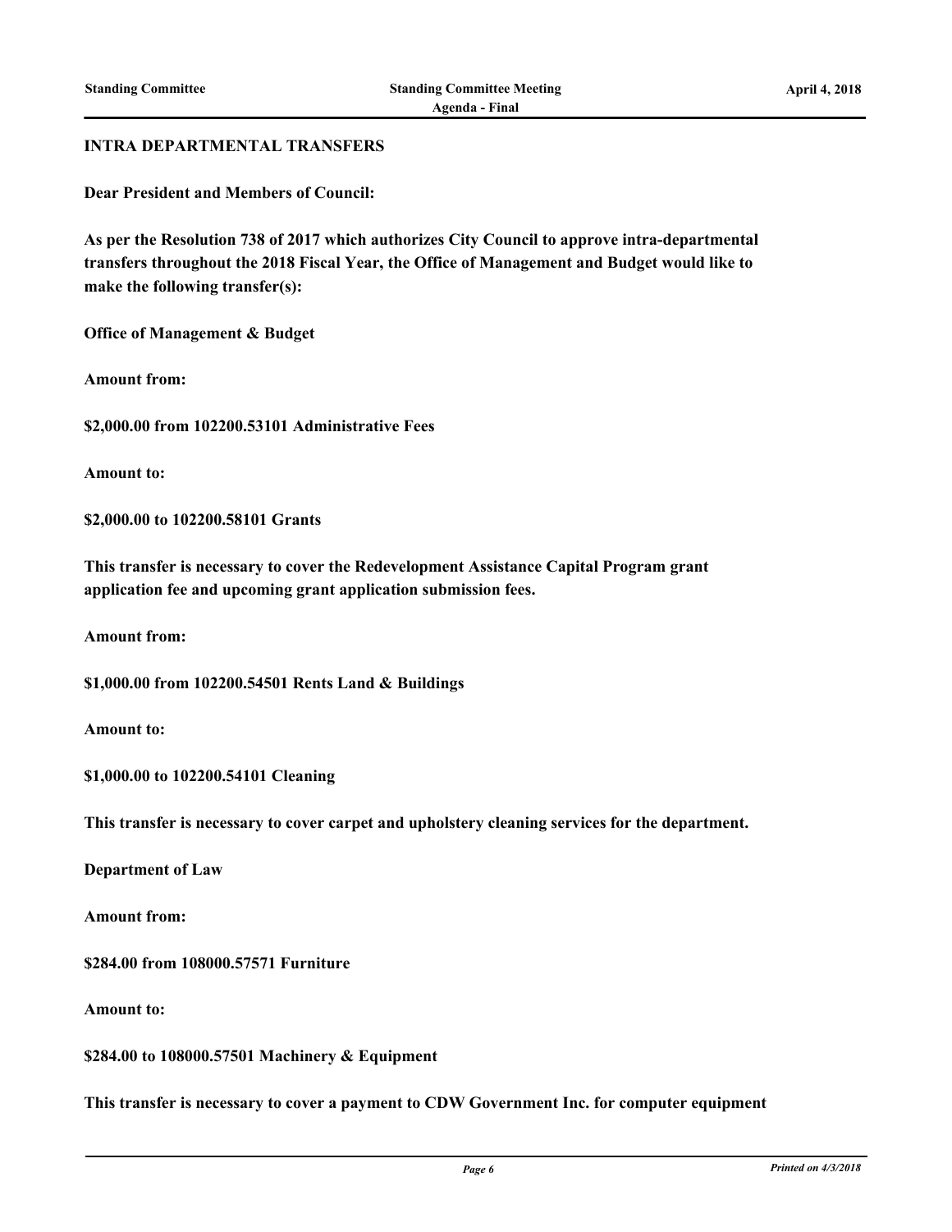**INTRA DEPARTMENTAL TRANSFERS**

**Dear President and Members of Council:**

**As per the Resolution 738 of 2017 which authorizes City Council to approve intra-departmental transfers throughout the 2018 Fiscal Year, the Office of Management and Budget would like to make the following transfer(s):**

**Office of Management & Budget**

**Amount from:**

**$2,000.00 from 102200.53101 Administrative Fees**

**Amount to:**

**$2,000.00 to 102200.58101 Grants**

**This transfer is necessary to cover the Redevelopment Assistance Capital Program grant application fee and upcoming grant application submission fees.**

**Amount from:**

**$1,000.00 from 102200.54501 Rents Land & Buildings**

**Amount to:**

**$1,000.00 to 102200.54101 Cleaning**

**This transfer is necessary to cover carpet and upholstery cleaning services for the department.**

**Department of Law**

**Amount from:**

**$284.00 from 108000.57571 Furniture**

**Amount to:**

**$284.00 to 108000.57501 Machinery & Equipment**

**This transfer is necessary to cover a payment to CDW Government Inc. for computer equipment**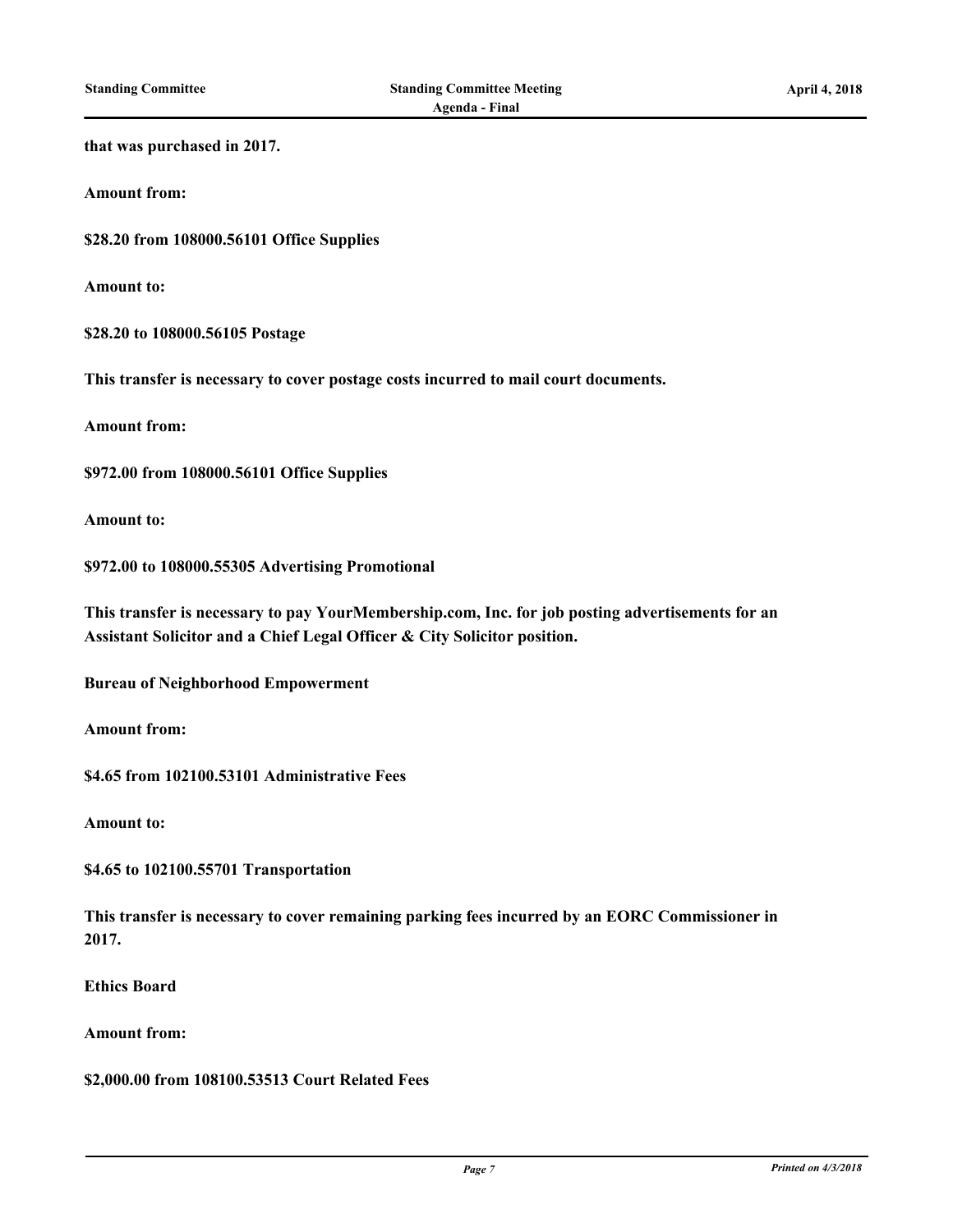**that was purchased in 2017.**

**Amount from:**

**$28.20 from 108000.56101 Office Supplies**

**Amount to:**

**$28.20 to 108000.56105 Postage**

**This transfer is necessary to cover postage costs incurred to mail court documents.**

**Amount from:**

**$972.00 from 108000.56101 Office Supplies**

**Amount to:**

**$972.00 to 108000.55305 Advertising Promotional**

**This transfer is necessary to pay YourMembership.com, Inc. for job posting advertisements for an Assistant Solicitor and a Chief Legal Officer & City Solicitor position.**

**Bureau of Neighborhood Empowerment**

**Amount from:**

**$4.65 from 102100.53101 Administrative Fees**

**Amount to:**

**$4.65 to 102100.55701 Transportation**

**This transfer is necessary to cover remaining parking fees incurred by an EORC Commissioner in 2017.**

**Ethics Board**

**Amount from:**

**$2,000.00 from 108100.53513 Court Related Fees**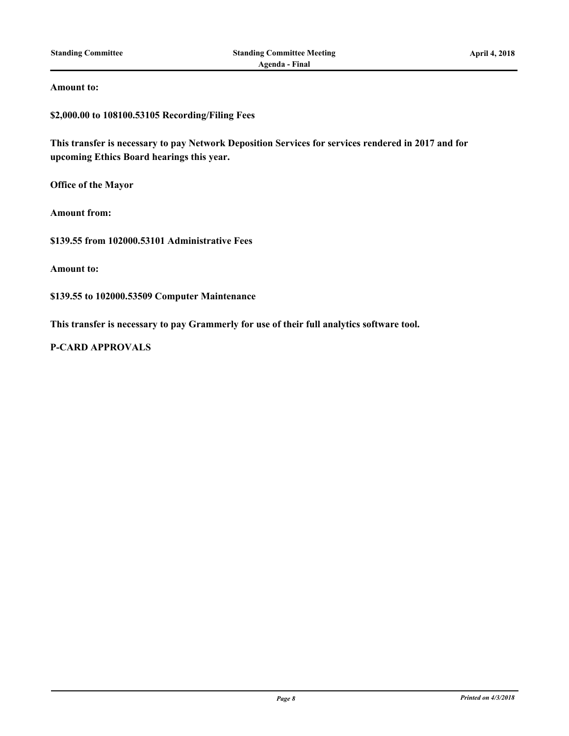**Amount to:**

**$2,000.00 to 108100.53105 Recording/Filing Fees**

**This transfer is necessary to pay Network Deposition Services for services rendered in 2017 and for upcoming Ethics Board hearings this year.**

**Office of the Mayor**

**Amount from:**

**$139.55 from 102000.53101 Administrative Fees**

**Amount to:**

**$139.55 to 102000.53509 Computer Maintenance**

**This transfer is necessary to pay Grammerly for use of their full analytics software tool.**

**P-CARD APPROVALS**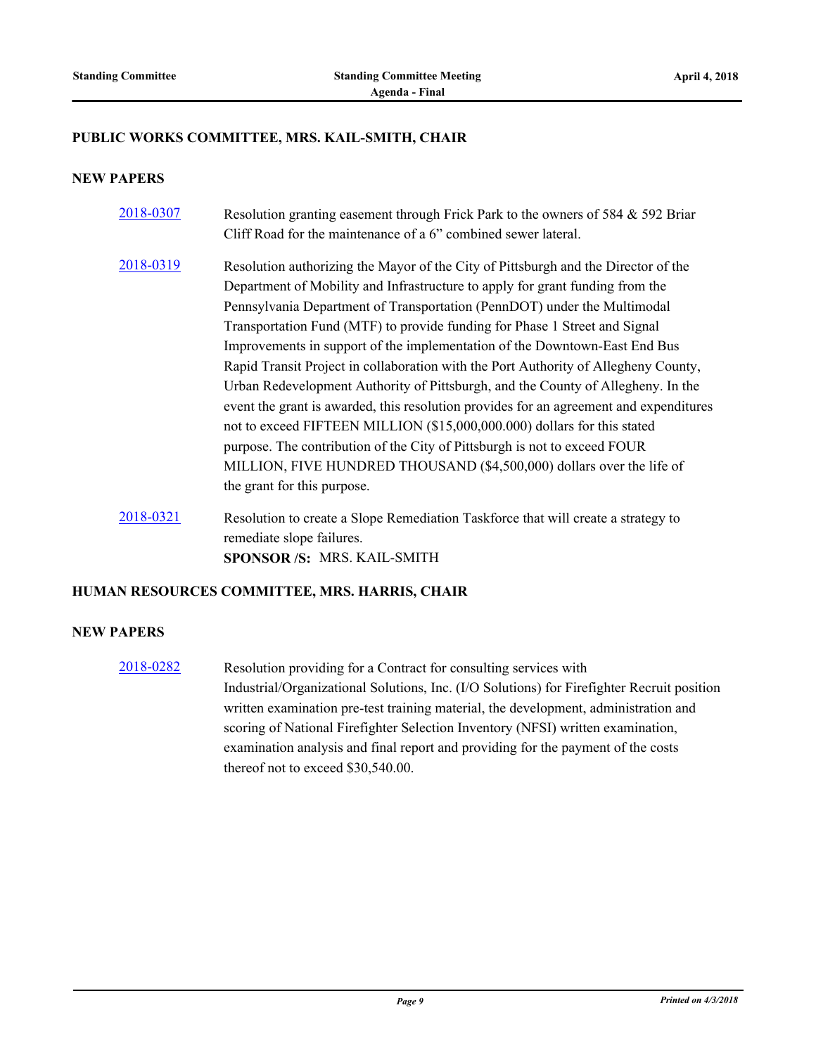## PUBLIC WORKS COMMITTEE, MRS. KAIL-SMITH, CHAIR

### NEW PAPERS

2018-0307 Resolution granting easement through Frick Park to the owners of 584 & 592 Briar Cliff Road for the maintenance of a 6" combined sewer lateral.

2018-0319 Resolution authorizing the Mayor of the City of Pittsburgh and the Director of the Department of Mobility and Infrastructure to apply for grant funding from the Pennsylvania Department of Transportation (PennDOT) under the Multimodal Transportation Fund (MTF) to provide funding for Phase 1 Street and Signal Improvements in support of the implementation of the Downtown-East End Bus Rapid Transit Project in collaboration with the Port Authority of Allegheny County, Urban Redevelopment Authority of Pittsburgh, and the County of Allegheny. In the event the grant is awarded, this resolution provides for an agreement and expenditures not to exceed FIFTEEN MILLION ($15,000,000.000) dollars for this stated purpose. The contribution of the City of Pittsburgh is not to exceed FOUR MILLION, FIVE HUNDRED THOUSAND ($4,500,000) dollars over the life of the grant for this purpose.

2018-0321 Resolution to create a Slope Remediation Taskforce that will create a strategy to remediate slope failures.
**SPONSOR /S:** MRS. KAIL-SMITH

## HUMAN RESOURCES COMMITTEE, MRS. HARRIS, CHAIR

### NEW PAPERS

2018-0282 Resolution providing for a Contract for consulting services with Industrial/Organizational Solutions, Inc. (I/O Solutions) for Firefighter Recruit position written examination pre-test training material, the development, administration and scoring of National Firefighter Selection Inventory (NFSI) written examination, examination analysis and final report and providing for the payment of the costs thereof not to exceed $30,540.00.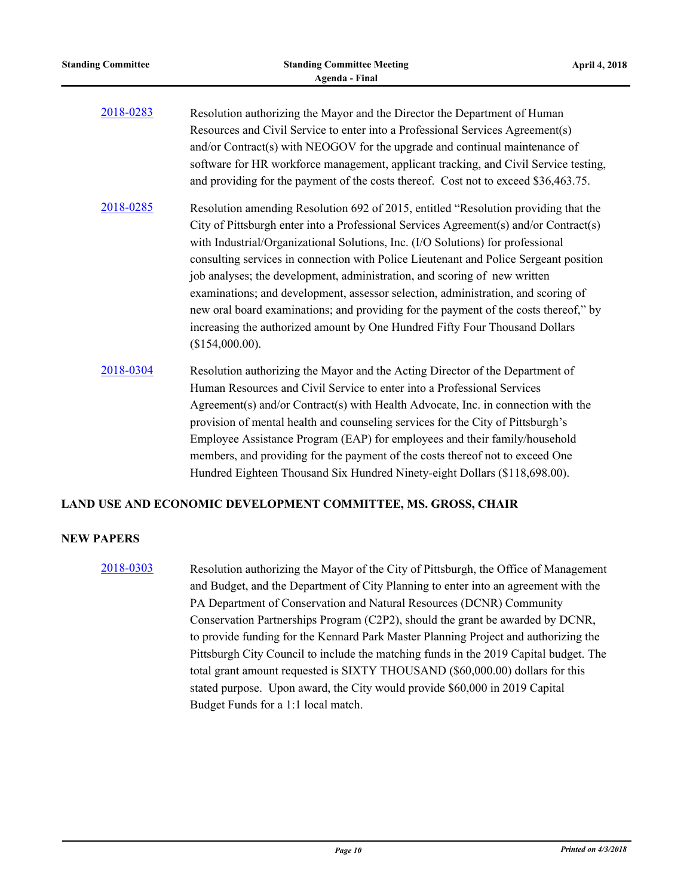2018-0283 Resolution authorizing the Mayor and the Director the Department of Human Resources and Civil Service to enter into a Professional Services Agreement(s) and/or Contract(s) with NEOGOV for the upgrade and continual maintenance of software for HR workforce management, applicant tracking, and Civil Service testing, and providing for the payment of the costs thereof. Cost not to exceed $36,463.75.

2018-0285 Resolution amending Resolution 692 of 2015, entitled "Resolution providing that the City of Pittsburgh enter into a Professional Services Agreement(s) and/or Contract(s) with Industrial/Organizational Solutions, Inc. (I/O Solutions) for professional consulting services in connection with Police Lieutenant and Police Sergeant position job analyses; the development, administration, and scoring of new written examinations; and development, assessor selection, administration, and scoring of new oral board examinations; and providing for the payment of the costs thereof," by increasing the authorized amount by One Hundred Fifty Four Thousand Dollars ($154,000.00).

2018-0304 Resolution authorizing the Mayor and the Acting Director of the Department of Human Resources and Civil Service to enter into a Professional Services Agreement(s) and/or Contract(s) with Health Advocate, Inc. in connection with the provision of mental health and counseling services for the City of Pittsburgh's Employee Assistance Program (EAP) for employees and their family/household members, and providing for the payment of the costs thereof not to exceed One Hundred Eighteen Thousand Six Hundred Ninety-eight Dollars ($118,698.00).

## LAND USE AND ECONOMIC DEVELOPMENT COMMITTEE, MS. GROSS, CHAIR

### NEW PAPERS

2018-0303 Resolution authorizing the Mayor of the City of Pittsburgh, the Office of Management and Budget, and the Department of City Planning to enter into an agreement with the PA Department of Conservation and Natural Resources (DCNR) Community Conservation Partnerships Program (C2P2), should the grant be awarded by DCNR, to provide funding for the Kennard Park Master Planning Project and authorizing the Pittsburgh City Council to include the matching funds in the 2019 Capital budget. The total grant amount requested is SIXTY THOUSAND ($60,000.00) dollars for this stated purpose. Upon award, the City would provide $60,000 in 2019 Capital Budget Funds for a 1:1 local match.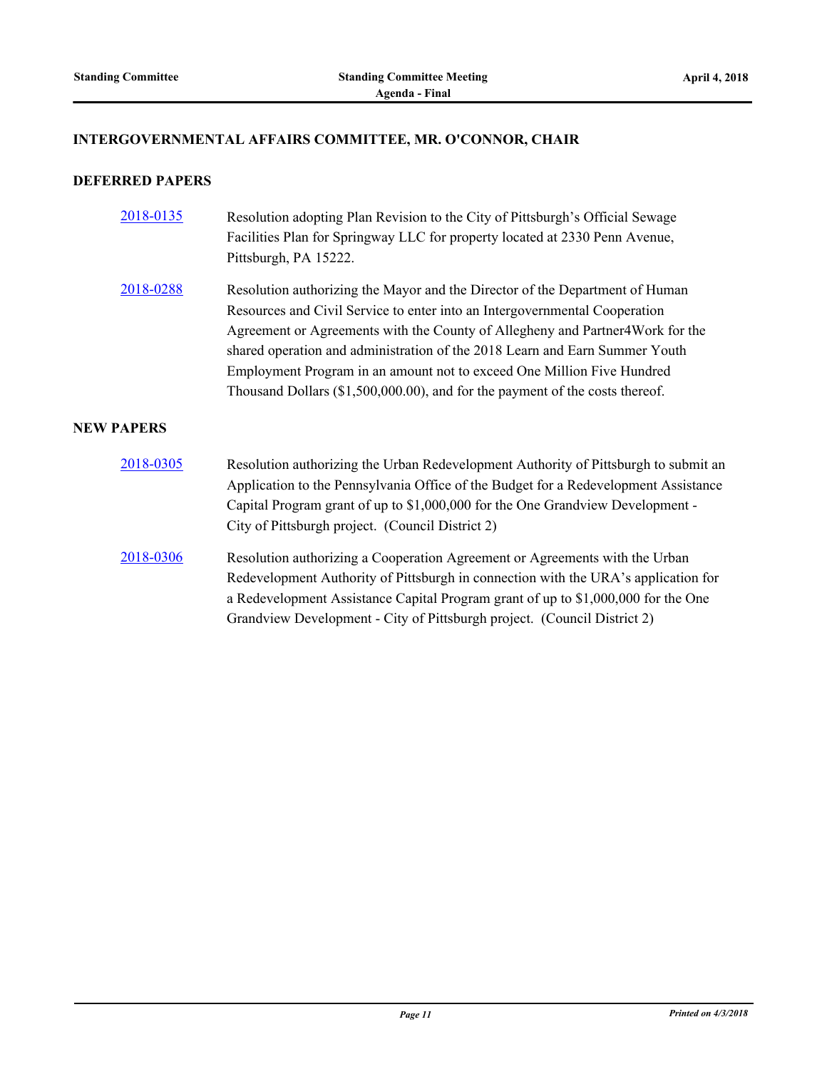## INTERGOVERNMENTAL AFFAIRS COMMITTEE, MR. O'CONNOR, CHAIR

### DEFERRED PAPERS

| | |
|---|---|
| 2018-0135 | Resolution adopting Plan Revision to the City of Pittsburgh's Official Sewage Facilities Plan for Springway LLC for property located at 2330 Penn Avenue, Pittsburgh, PA 15222. |
| 2018-0288 | Resolution authorizing the Mayor and the Director of the Department of Human Resources and Civil Service to enter into an Intergovernmental Cooperation Agreement or Agreements with the County of Allegheny and Partner4Work for the shared operation and administration of the 2018 Learn and Earn Summer Youth Employment Program in an amount not to exceed One Million Five Hundred Thousand Dollars ($1,500,000.00), and for the payment of the costs thereof. |

### NEW PAPERS

| | |
|---|---|
| 2018-0305 | Resolution authorizing the Urban Redevelopment Authority of Pittsburgh to submit an Application to the Pennsylvania Office of the Budget for a Redevelopment Assistance Capital Program grant of up to $1,000,000 for the One Grandview Development - City of Pittsburgh project. (Council District 2) |
| 2018-0306 | Resolution authorizing a Cooperation Agreement or Agreements with the Urban Redevelopment Authority of Pittsburgh in connection with the URA's application for a Redevelopment Assistance Capital Program grant of up to $1,000,000 for the One Grandview Development - City of Pittsburgh project. (Council District 2) |